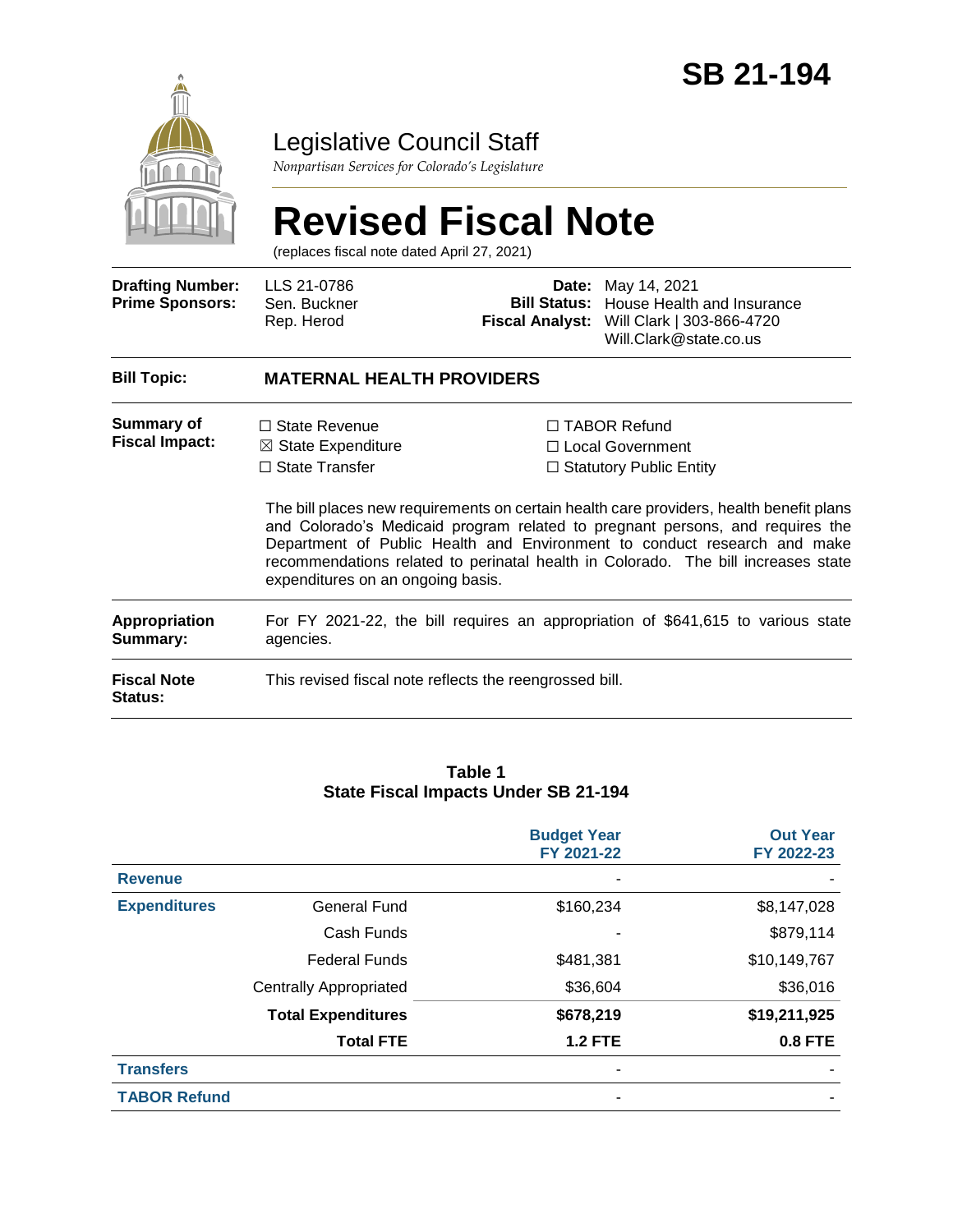# SB 21-194

## Legislative Council Staff

*Nonpartisan Services for Colorado's Legislature*

# Revised Fiscal Note

(replaces fiscal note dated April 27, 2021)

| | | | |
|---|---|---|---|
| **Drafting Number:** | LLS 21-0786 | **Date:** | May 14, 2021 |
| **Prime Sponsors:** | Sen. Buckner<br>Rep. Herod | **Bill Status:** | House Health and Insurance |
| | | **Fiscal Analyst:** | Will Clark \| 303-866-4720<br>Will.Clark@state.co.us |

**Bill Topic:** **MATERNAL HEALTH PROVIDERS**

**Summary of Fiscal Impact:**

☐ State Revenue
☒ State Expenditure
☐ State Transfer
☐ TABOR Refund
☐ Local Government
☐ Statutory Public Entity

The bill places new requirements on certain health care providers, health benefit plans and Colorado's Medicaid program related to pregnant persons, and requires the Department of Public Health and Environment to conduct research and make recommendations related to perinatal health in Colorado. The bill increases state expenditures on an ongoing basis.

**Appropriation Summary:** For FY 2021-22, the bill requires an appropriation of $641,615 to various state agencies.

**Fiscal Note Status:** This revised fiscal note reflects the reengrossed bill.

**Table 1**
**State Fiscal Impacts Under SB 21-194**

| | | Budget Year FY 2021-22 | Out Year FY 2022-23 |
|---|---|---|---|
| **Revenue** | | - | - |
| **Expenditures** | General Fund | $160,234 | $8,147,028 |
| | Cash Funds | - | $879,114 |
| | Federal Funds | $481,381 | $10,149,767 |
| | Centrally Appropriated | $36,604 | $36,016 |
| | **Total Expenditures** | **$678,219** | **$19,211,925** |
| | **Total FTE** | **1.2 FTE** | **0.8 FTE** |
| **Transfers** | | - | - |
| **TABOR Refund** | | - | - |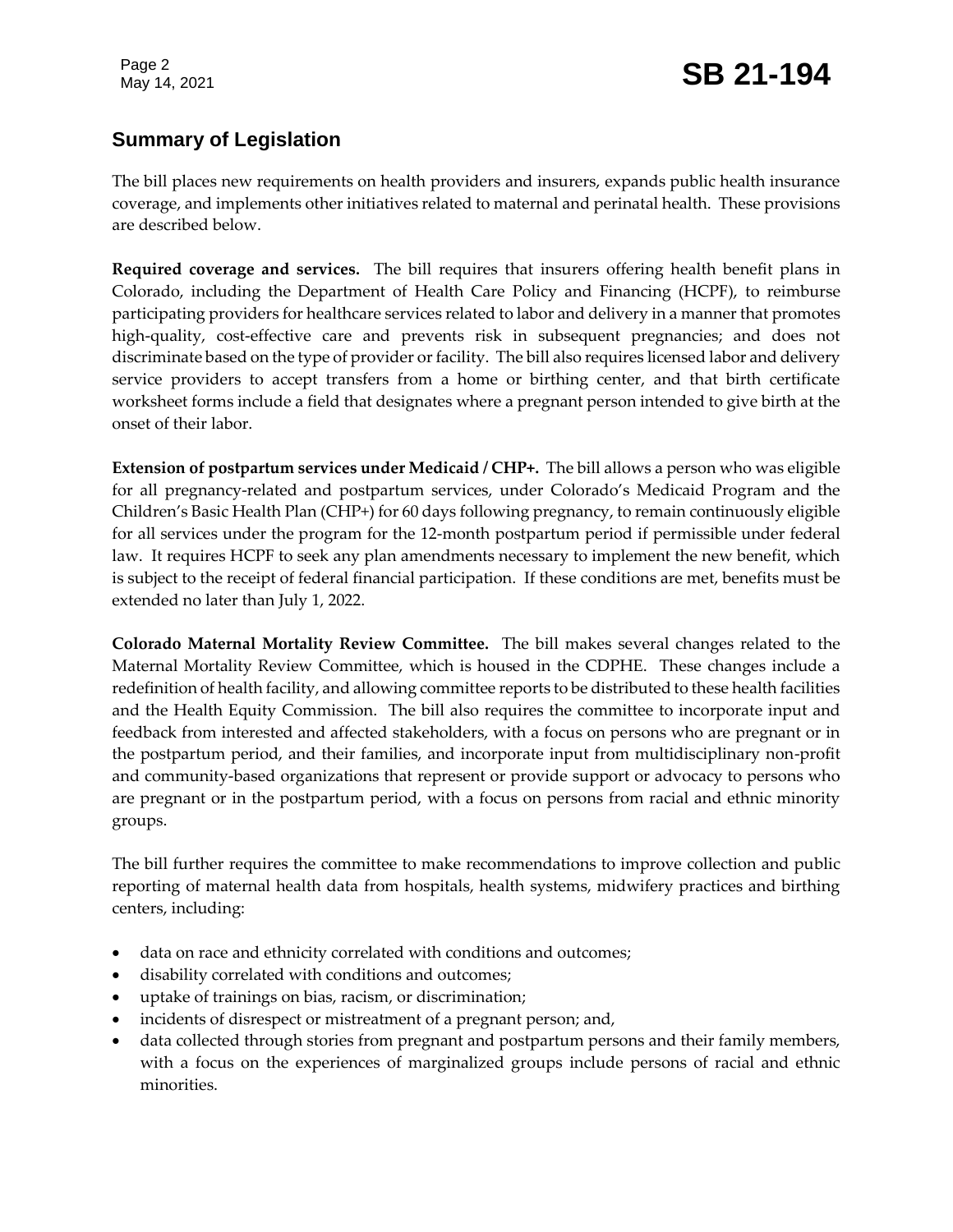## Summary of Legislation

The bill places new requirements on health providers and insurers, expands public health insurance coverage, and implements other initiatives related to maternal and perinatal health. These provisions are described below.

**Required coverage and services.** The bill requires that insurers offering health benefit plans in Colorado, including the Department of Health Care Policy and Financing (HCPF), to reimburse participating providers for healthcare services related to labor and delivery in a manner that promotes high-quality, cost-effective care and prevents risk in subsequent pregnancies; and does not discriminate based on the type of provider or facility. The bill also requires licensed labor and delivery service providers to accept transfers from a home or birthing center, and that birth certificate worksheet forms include a field that designates where a pregnant person intended to give birth at the onset of their labor.

**Extension of postpartum services under Medicaid / CHP+.** The bill allows a person who was eligible for all pregnancy-related and postpartum services, under Colorado's Medicaid Program and the Children's Basic Health Plan (CHP+) for 60 days following pregnancy, to remain continuously eligible for all services under the program for the 12-month postpartum period if permissible under federal law. It requires HCPF to seek any plan amendments necessary to implement the new benefit, which is subject to the receipt of federal financial participation. If these conditions are met, benefits must be extended no later than July 1, 2022.

**Colorado Maternal Mortality Review Committee.** The bill makes several changes related to the Maternal Mortality Review Committee, which is housed in the CDPHE. These changes include a redefinition of health facility, and allowing committee reports to be distributed to these health facilities and the Health Equity Commission. The bill also requires the committee to incorporate input and feedback from interested and affected stakeholders, with a focus on persons who are pregnant or in the postpartum period, and their families, and incorporate input from multidisciplinary non-profit and community-based organizations that represent or provide support or advocacy to persons who are pregnant or in the postpartum period, with a focus on persons from racial and ethnic minority groups.

The bill further requires the committee to make recommendations to improve collection and public reporting of maternal health data from hospitals, health systems, midwifery practices and birthing centers, including:

- data on race and ethnicity correlated with conditions and outcomes;
- disability correlated with conditions and outcomes;
- uptake of trainings on bias, racism, or discrimination;
- incidents of disrespect or mistreatment of a pregnant person; and,
- data collected through stories from pregnant and postpartum persons and their family members, with a focus on the experiences of marginalized groups include persons of racial and ethnic minorities.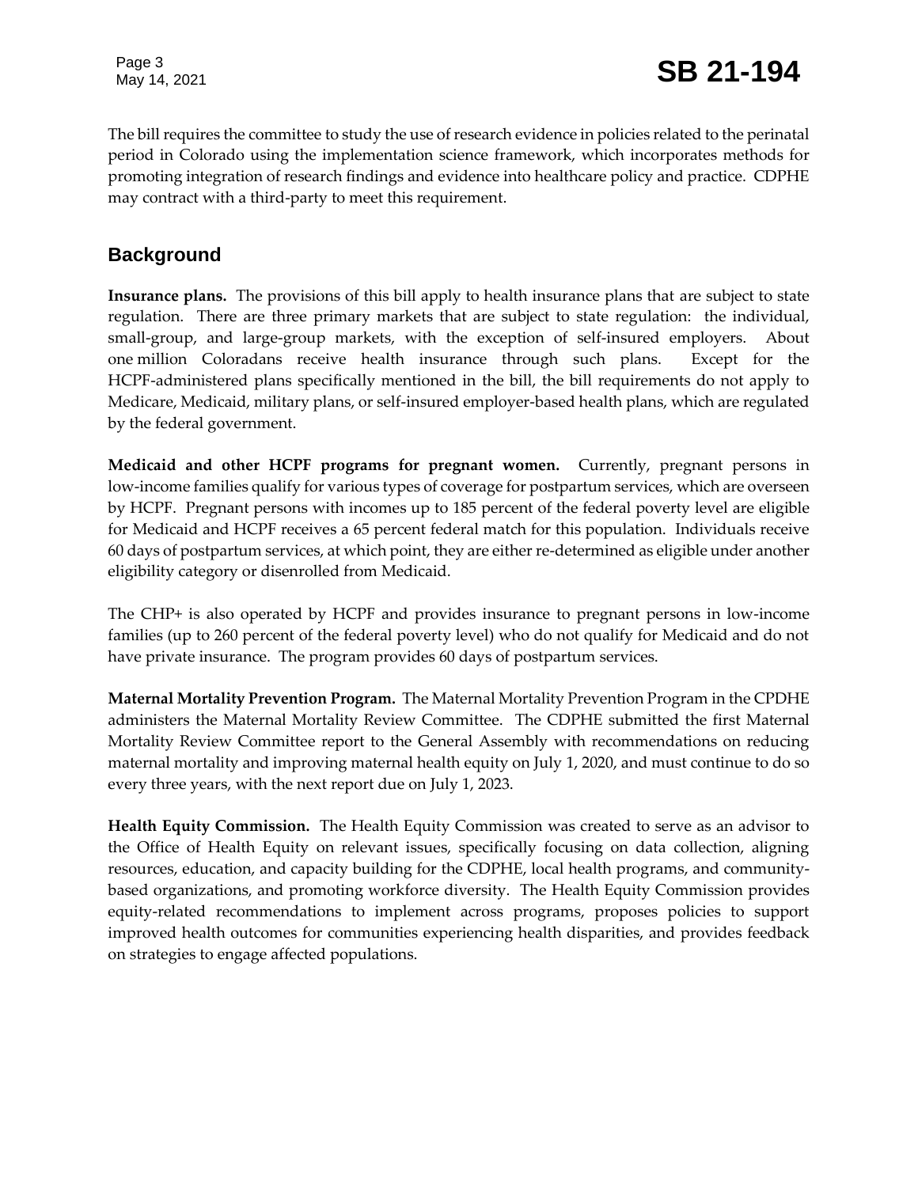The bill requires the committee to study the use of research evidence in policies related to the perinatal period in Colorado using the implementation science framework, which incorporates methods for promoting integration of research findings and evidence into healthcare policy and practice. CDPHE may contract with a third-party to meet this requirement.

## Background

**Insurance plans.** The provisions of this bill apply to health insurance plans that are subject to state regulation. There are three primary markets that are subject to state regulation: the individual, small-group, and large-group markets, with the exception of self-insured employers. About one million Coloradans receive health insurance through such plans. Except for the HCPF-administered plans specifically mentioned in the bill, the bill requirements do not apply to Medicare, Medicaid, military plans, or self-insured employer-based health plans, which are regulated by the federal government.

**Medicaid and other HCPF programs for pregnant women.** Currently, pregnant persons in low-income families qualify for various types of coverage for postpartum services, which are overseen by HCPF. Pregnant persons with incomes up to 185 percent of the federal poverty level are eligible for Medicaid and HCPF receives a 65 percent federal match for this population. Individuals receive 60 days of postpartum services, at which point, they are either re-determined as eligible under another eligibility category or disenrolled from Medicaid.

The CHP+ is also operated by HCPF and provides insurance to pregnant persons in low-income families (up to 260 percent of the federal poverty level) who do not qualify for Medicaid and do not have private insurance. The program provides 60 days of postpartum services.

**Maternal Mortality Prevention Program.** The Maternal Mortality Prevention Program in the CPDHE administers the Maternal Mortality Review Committee. The CDPHE submitted the first Maternal Mortality Review Committee report to the General Assembly with recommendations on reducing maternal mortality and improving maternal health equity on July 1, 2020, and must continue to do so every three years, with the next report due on July 1, 2023.

**Health Equity Commission.** The Health Equity Commission was created to serve as an advisor to the Office of Health Equity on relevant issues, specifically focusing on data collection, aligning resources, education, and capacity building for the CDPHE, local health programs, and community-based organizations, and promoting workforce diversity. The Health Equity Commission provides equity-related recommendations to implement across programs, proposes policies to support improved health outcomes for communities experiencing health disparities, and provides feedback on strategies to engage affected populations.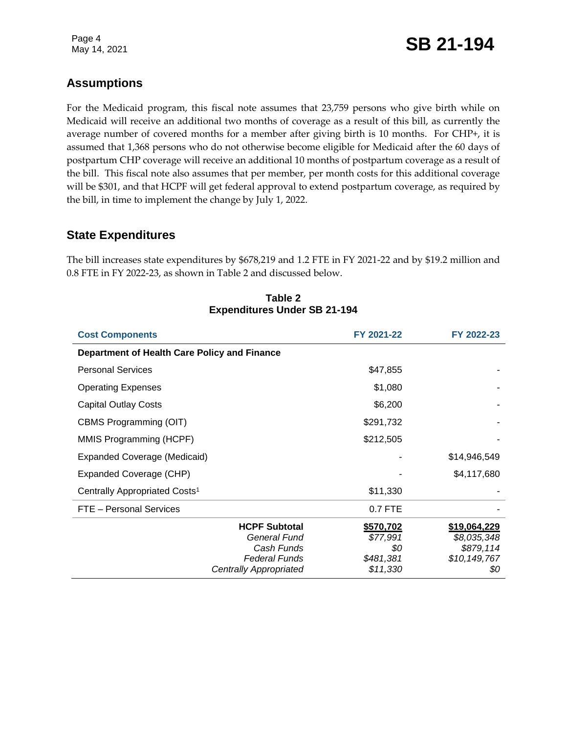## Assumptions

For the Medicaid program, this fiscal note assumes that 23,759 persons who give birth while on Medicaid will receive an additional two months of coverage as a result of this bill, as currently the average number of covered months for a member after giving birth is 10 months. For CHP+, it is assumed that 1,368 persons who do not otherwise become eligible for Medicaid after the 60 days of postpartum CHP coverage will receive an additional 10 months of postpartum coverage as a result of the bill. This fiscal note also assumes that per member, per month costs for this additional coverage will be $301, and that HCPF will get federal approval to extend postpartum coverage, as required by the bill, in time to implement the change by July 1, 2022.

## State Expenditures

The bill increases state expenditures by $678,219 and 1.2 FTE in FY 2021-22 and by $19.2 million and 0.8 FTE in FY 2022-23, as shown in Table 2 and discussed below.

**Table 2**
**Expenditures Under SB 21-194**

| Cost Components | FY 2021-22 | FY 2022-23 |
|---|---|---|
| **Department of Health Care Policy and Finance** | | |
| Personal Services | $47,855 | - |
| Operating Expenses | $1,080 | - |
| Capital Outlay Costs | $6,200 | - |
| CBMS Programming (OIT) | $291,732 | - |
| MMIS Programming (HCPF) | $212,505 | - |
| Expanded Coverage (Medicaid) | - | $14,946,549 |
| Expanded Coverage (CHP) | - | $4,117,680 |
| Centrally Appropriated Costs[1] | $11,330 | - |
| FTE – Personal Services | 0.7 FTE | - |
| **HCPF Subtotal** | **$570,702** | **$19,064,229** |
| *General Fund* | *$77,991* | *$8,035,348* |
| *Cash Funds* | *$0* | *$879,114* |
| *Federal Funds* | *$481,381* | *$10,149,767* |
| *Centrally Appropriated* | *$11,330* | *$0* |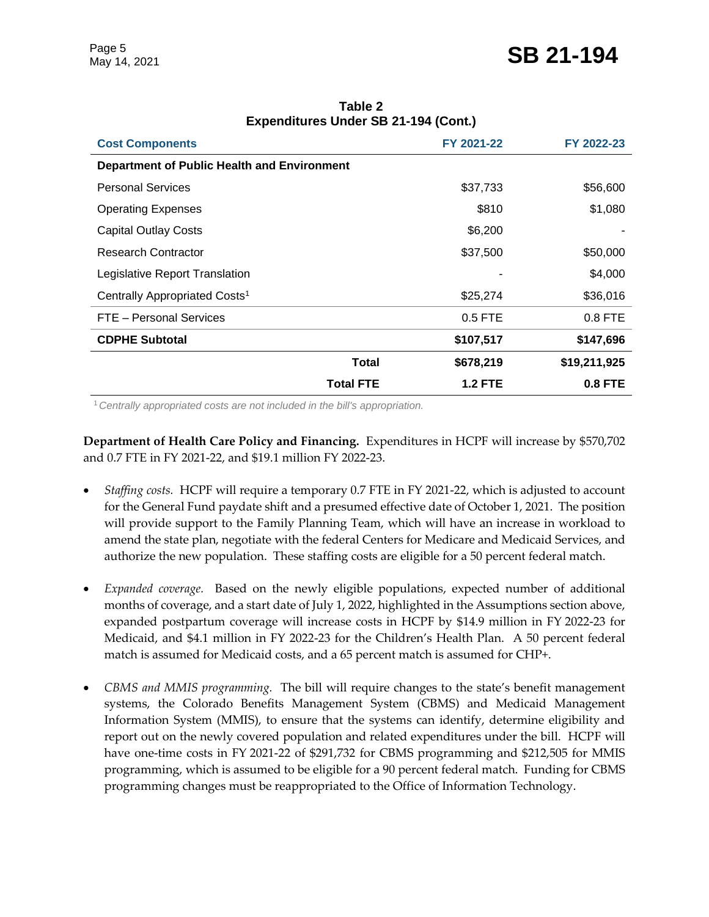**Table 2**
**Expenditures Under SB 21-194 (Cont.)**

| Cost Components | FY 2021-22 | FY 2022-23 |
|---|---|---|
| **Department of Public Health and Environment** | | |
| Personal Services | $37,733 | $56,600 |
| Operating Expenses | $810 | $1,080 |
| Capital Outlay Costs | $6,200 | - |
| Research Contractor | $37,500 | $50,000 |
| Legislative Report Translation | - | $4,000 |
| Centrally Appropriated Costs[1] | $25,274 | $36,016 |
| FTE – Personal Services | 0.5 FTE | 0.8 FTE |
| **CDPHE Subtotal** | **$107,517** | **$147,696** |
| **Total** | **$678,219** | **$19,211,925** |
| **Total FTE** | **1.2 FTE** | **0.8 FTE** |

[1] *Centrally appropriated costs are not included in the bill's appropriation.*

**Department of Health Care Policy and Financing.** Expenditures in HCPF will increase by $570,702 and 0.7 FTE in FY 2021-22, and $19.1 million FY 2022-23.

- *Staffing costs.* HCPF will require a temporary 0.7 FTE in FY 2021-22, which is adjusted to account for the General Fund paydate shift and a presumed effective date of October 1, 2021. The position will provide support to the Family Planning Team, which will have an increase in workload to amend the state plan, negotiate with the federal Centers for Medicare and Medicaid Services, and authorize the new population. These staffing costs are eligible for a 50 percent federal match.

- *Expanded coverage.* Based on the newly eligible populations, expected number of additional months of coverage, and a start date of July 1, 2022, highlighted in the Assumptions section above, expanded postpartum coverage will increase costs in HCPF by $14.9 million in FY 2022-23 for Medicaid, and $4.1 million in FY 2022-23 for the Children's Health Plan. A 50 percent federal match is assumed for Medicaid costs, and a 65 percent match is assumed for CHP+.

- *CBMS and MMIS programming.* The bill will require changes to the state's benefit management systems, the Colorado Benefits Management System (CBMS) and Medicaid Management Information System (MMIS), to ensure that the systems can identify, determine eligibility and report out on the newly covered population and related expenditures under the bill. HCPF will have one-time costs in FY 2021-22 of $291,732 for CBMS programming and $212,505 for MMIS programming, which is assumed to be eligible for a 90 percent federal match. Funding for CBMS programming changes must be reappropriated to the Office of Information Technology.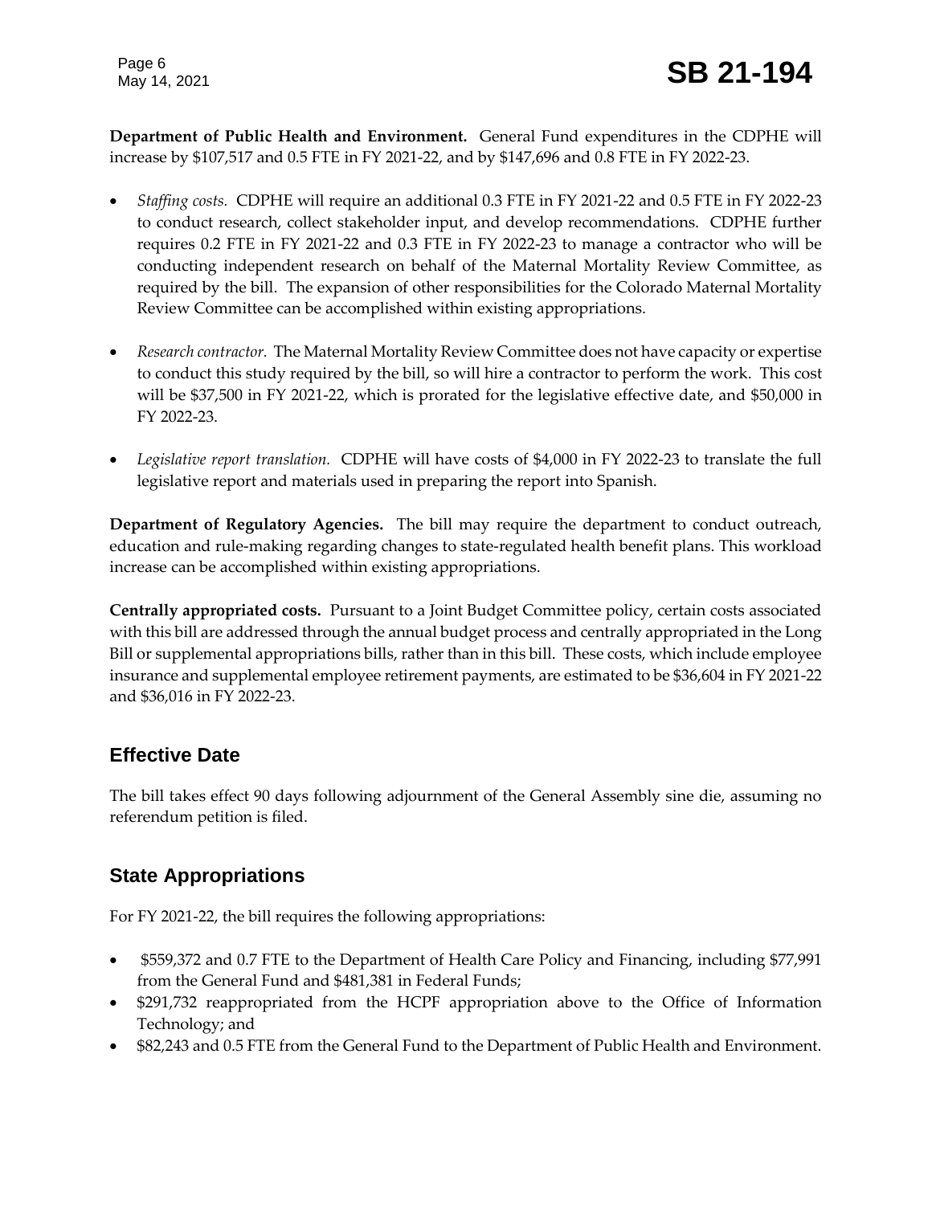**Department of Public Health and Environment.** General Fund expenditures in the CDPHE will increase by $107,517 and 0.5 FTE in FY 2021-22, and by $147,696 and 0.8 FTE in FY 2022-23.

- *Staffing costs.* CDPHE will require an additional 0.3 FTE in FY 2021-22 and 0.5 FTE in FY 2022-23 to conduct research, collect stakeholder input, and develop recommendations. CDPHE further requires 0.2 FTE in FY 2021-22 and 0.3 FTE in FY 2022-23 to manage a contractor who will be conducting independent research on behalf of the Maternal Mortality Review Committee, as required by the bill. The expansion of other responsibilities for the Colorado Maternal Mortality Review Committee can be accomplished within existing appropriations.
- *Research contractor.* The Maternal Mortality Review Committee does not have capacity or expertise to conduct this study required by the bill, so will hire a contractor to perform the work. This cost will be $37,500 in FY 2021-22, which is prorated for the legislative effective date, and $50,000 in FY 2022-23.
- *Legislative report translation.* CDPHE will have costs of $4,000 in FY 2022-23 to translate the full legislative report and materials used in preparing the report into Spanish.

**Department of Regulatory Agencies.** The bill may require the department to conduct outreach, education and rule-making regarding changes to state-regulated health benefit plans. This workload increase can be accomplished within existing appropriations.

**Centrally appropriated costs.** Pursuant to a Joint Budget Committee policy, certain costs associated with this bill are addressed through the annual budget process and centrally appropriated in the Long Bill or supplemental appropriations bills, rather than in this bill. These costs, which include employee insurance and supplemental employee retirement payments, are estimated to be $36,604 in FY 2021-22 and $36,016 in FY 2022-23.

## Effective Date

The bill takes effect 90 days following adjournment of the General Assembly sine die, assuming no referendum petition is filed.

## State Appropriations

For FY 2021-22, the bill requires the following appropriations:

- $559,372 and 0.7 FTE to the Department of Health Care Policy and Financing, including $77,991 from the General Fund and $481,381 in Federal Funds;
- $291,732 reappropriated from the HCPF appropriation above to the Office of Information Technology; and
- $82,243 and 0.5 FTE from the General Fund to the Department of Public Health and Environment.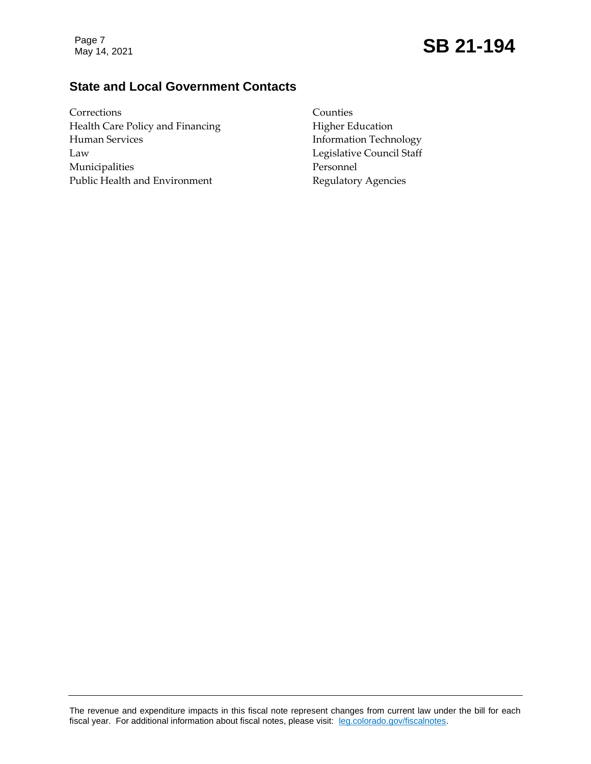## State and Local Government Contacts

Corrections
Health Care Policy and Financing
Human Services
Law
Municipalities
Public Health and Environment
Counties
Higher Education
Information Technology
Legislative Council Staff
Personnel
Regulatory Agencies

The revenue and expenditure impacts in this fiscal note represent changes from current law under the bill for each fiscal year. For additional information about fiscal notes, please visit: leg.colorado.gov/fiscalnotes.